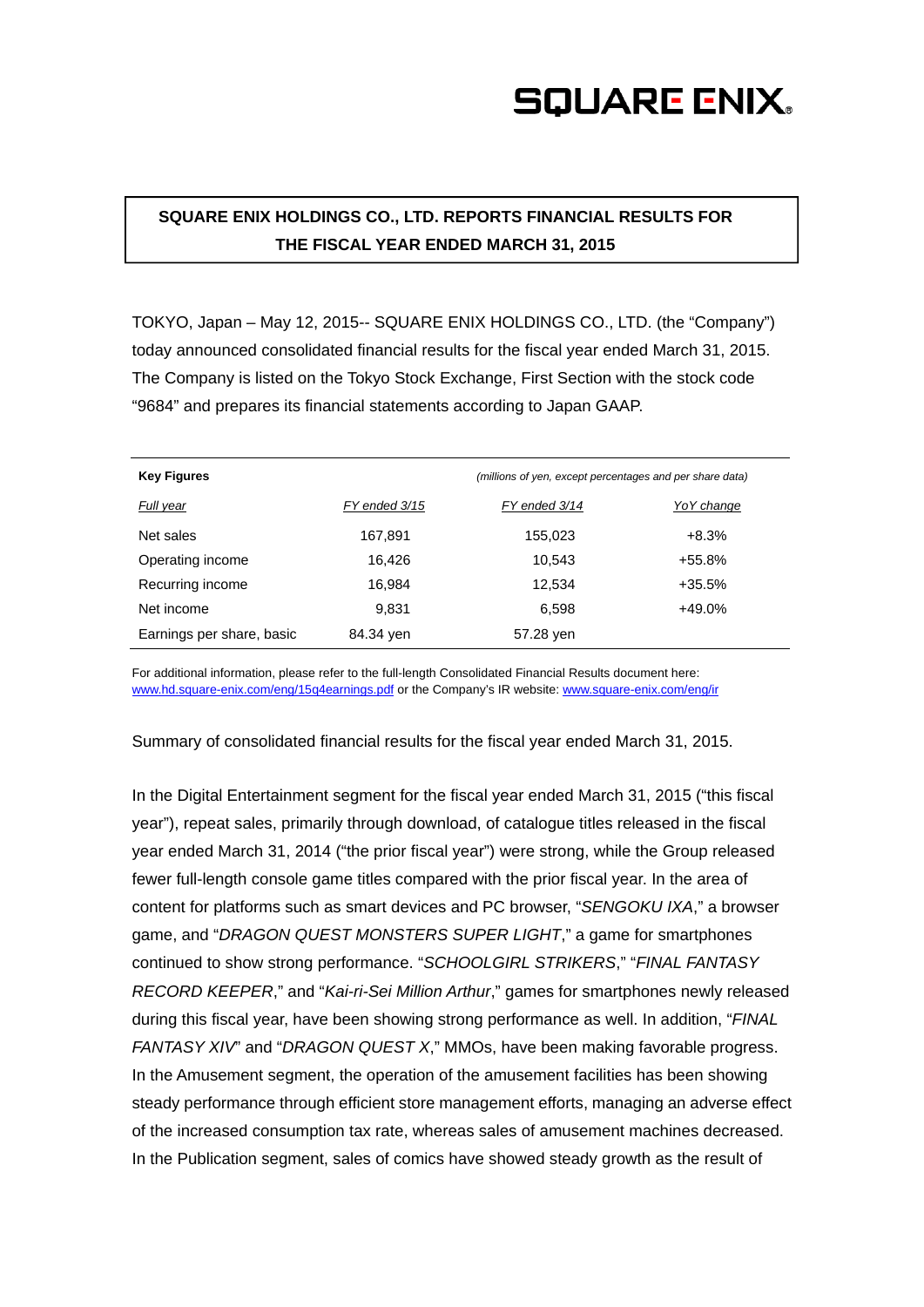SQUARE ENIX

# SQUARE ENIX HOLDINGS CO., LTD. REPORTS FINANCIAL RESULTS FOR THE FISCAL YEAR ENDED MARCH 31, 2015

TOKYO, Japan – May 12, 2015-- SQUARE ENIX HOLDINGS CO., LTD. (the "Company") today announced consolidated financial results for the fiscal year ended March 31, 2015. The Company is listed on the Tokyo Stock Exchange, First Section with the stock code "9684" and prepares its financial statements according to Japan GAAP.

**Key Figures** *(millions of yen, except percentages and per share data)*

| *Full year* | *FY ended 3/15* | *FY ended 3/14* | *YoY change* |
|---|---|---|---|
| Net sales | 167,891 | 155,023 | +8.3% |
| Operating income | 16,426 | 10,543 | +55.8% |
| Recurring income | 16,984 | 12,534 | +35.5% |
| Net income | 9,831 | 6,598 | +49.0% |
| Earnings per share, basic | 84.34 yen | 57.28 yen | |

For additional information, please refer to the full-length Consolidated Financial Results document here: www.hd.square-enix.com/eng/15q4earnings.pdf or the Company's IR website: www.square-enix.com/eng/ir

Summary of consolidated financial results for the fiscal year ended March 31, 2015.

In the Digital Entertainment segment for the fiscal year ended March 31, 2015 ("this fiscal year"), repeat sales, primarily through download, of catalogue titles released in the fiscal year ended March 31, 2014 ("the prior fiscal year") were strong, while the Group released fewer full-length console game titles compared with the prior fiscal year. In the area of content for platforms such as smart devices and PC browser, "*SENGOKU IXA*," a browser game, and "*DRAGON QUEST MONSTERS SUPER LIGHT*," a game for smartphones continued to show strong performance. "*SCHOOLGIRL STRIKERS*," "*FINAL FANTASY RECORD KEEPER*," and "*Kai-ri-Sei Million Arthur*," games for smartphones newly released during this fiscal year, have been showing strong performance as well. In addition, "*FINAL FANTASY XIV*" and "*DRAGON QUEST X*," MMOs, have been making favorable progress. In the Amusement segment, the operation of the amusement facilities has been showing steady performance through efficient store management efforts, managing an adverse effect of the increased consumption tax rate, whereas sales of amusement machines decreased. In the Publication segment, sales of comics have showed steady growth as the result of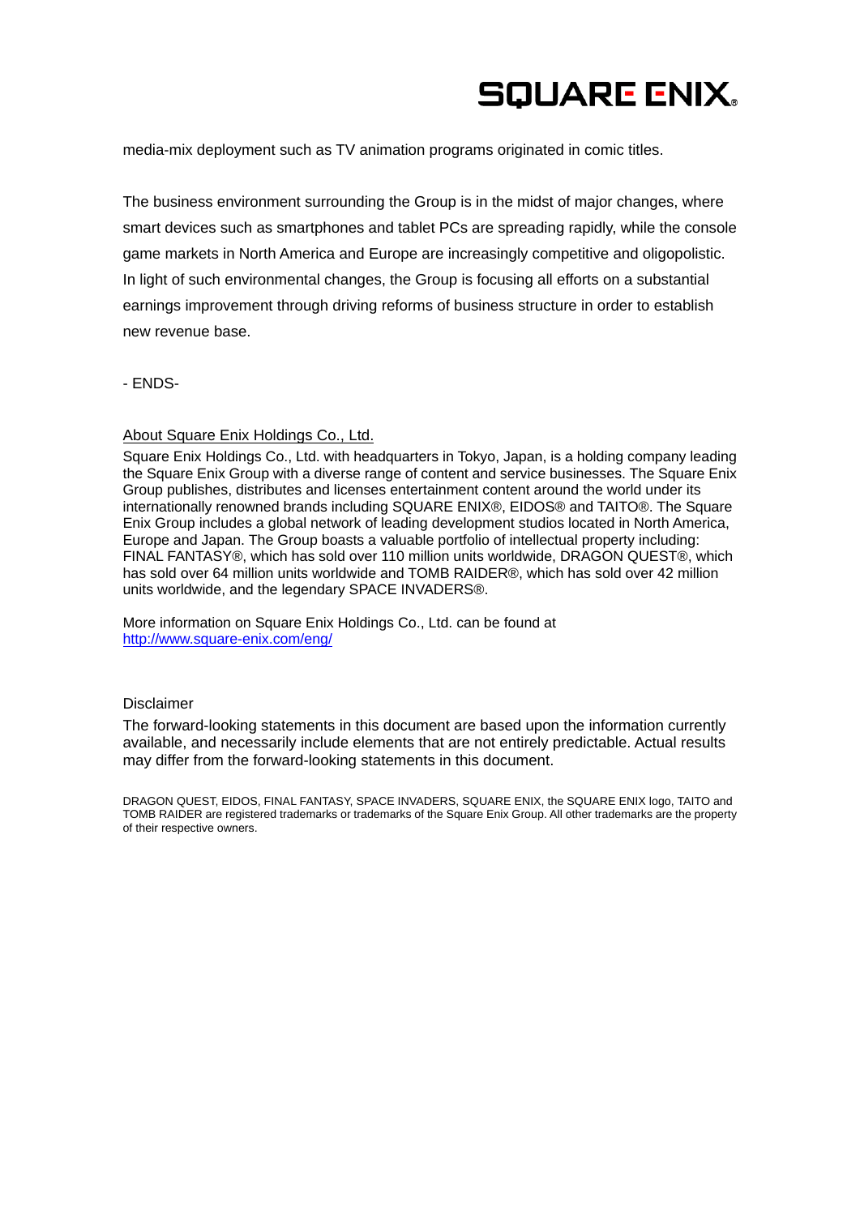media-mix deployment such as TV animation programs originated in comic titles.

The business environment surrounding the Group is in the midst of major changes, where smart devices such as smartphones and tablet PCs are spreading rapidly, while the console game markets in North America and Europe are increasingly competitive and oligopolistic. In light of such environmental changes, the Group is focusing all efforts on a substantial earnings improvement through driving reforms of business structure in order to establish new revenue base.

- ENDS-

About Square Enix Holdings Co., Ltd.

Square Enix Holdings Co., Ltd. with headquarters in Tokyo, Japan, is a holding company leading the Square Enix Group with a diverse range of content and service businesses. The Square Enix Group publishes, distributes and licenses entertainment content around the world under its internationally renowned brands including SQUARE ENIX®, EIDOS® and TAITO®. The Square Enix Group includes a global network of leading development studios located in North America, Europe and Japan. The Group boasts a valuable portfolio of intellectual property including: FINAL FANTASY®, which has sold over 110 million units worldwide, DRAGON QUEST®, which has sold over 64 million units worldwide and TOMB RAIDER®, which has sold over 42 million units worldwide, and the legendary SPACE INVADERS®.

More information on Square Enix Holdings Co., Ltd. can be found at
http://www.square-enix.com/eng/

Disclaimer

The forward-looking statements in this document are based upon the information currently available, and necessarily include elements that are not entirely predictable. Actual results may differ from the forward-looking statements in this document.

DRAGON QUEST, EIDOS, FINAL FANTASY, SPACE INVADERS, SQUARE ENIX, the SQUARE ENIX logo, TAITO and TOMB RAIDER are registered trademarks or trademarks of the Square Enix Group. All other trademarks are the property of their respective owners.